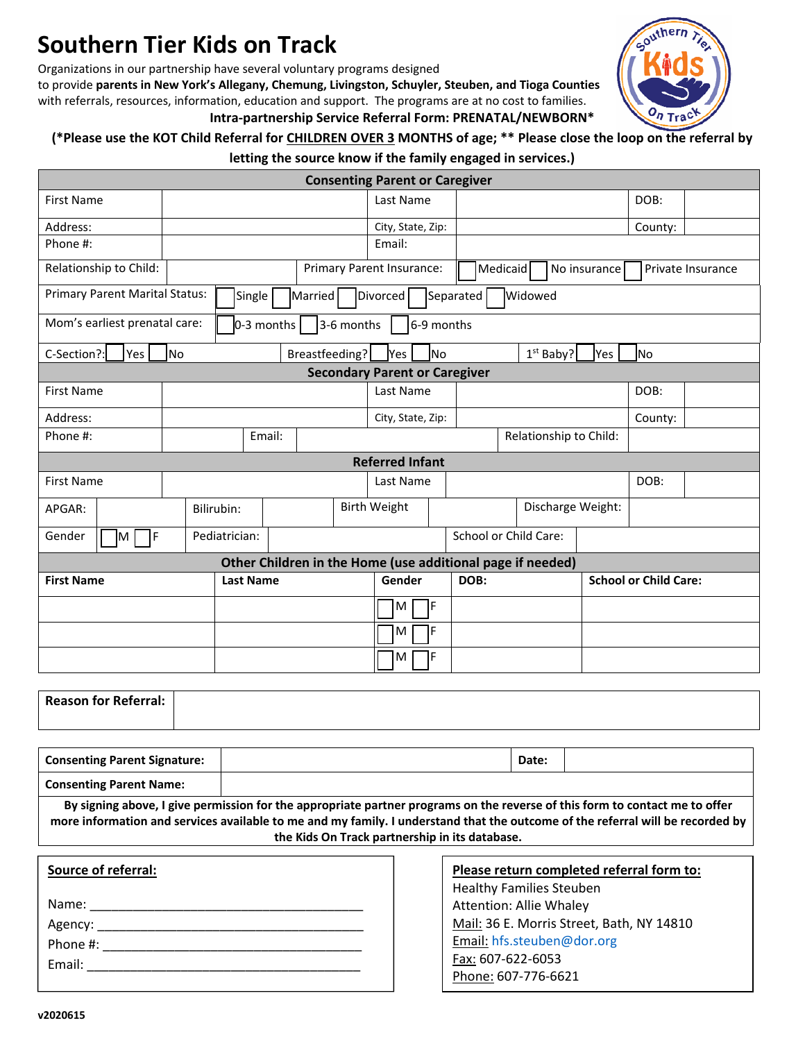# Southern Tier Kids on Track

Organizations in our partnership have several voluntary programs designed to provide **parents in New York's Allegany, Chemung, Livingston, Schuyler, Steuben, and Tioga Counties** with referrals, resources, information, education and support. The programs are at no cost to families.

**Intra-partnership Service Referral Form: PRENATAL/NEWBORN***

**(*Please use the KOT Child Referral for CHILDREN OVER 3 MONTHS of age; ** Please close the loop on the referral by letting the source know if the family engaged in services.)**

| **Consenting Parent or Caregiver** | | | | | |
|---|---|---|---|---|---|
| First Name | | Last Name | | DOB: | |
| Address: | | City, State, Zip: | | County: | |
| Phone #: | | Email: | | | |
| Relationship to Child: | | Primary Parent Insurance: | ☐ Medicaid ☐ No insurance ☐ Private Insurance | | |
| Primary Parent Marital Status: | ☐ Single ☐ Married ☐ Divorced ☐ Separated ☐ Widowed | | | | |
| Mom's earliest prenatal care: | ☐ 0-3 months ☐ 3-6 months ☐ 6-9 months | | | | |
| C-Section?: ☐ Yes ☐ No | | Breastfeeding? ☐ Yes ☐ No | | 1st Baby? ☐ Yes ☐ No | |

| **Secondary Parent or Caregiver** | | | | | |
|---|---|---|---|---|---|
| First Name | | Last Name | | DOB: | |
| Address: | | City, State, Zip: | | County: | |
| Phone #: | | Email: | | Relationship to Child: | |

| **Referred Infant** | | | | | | | |
|---|---|---|---|---|---|---|---|
| First Name | | Last Name | | | | DOB: | |
| APGAR: | | Bilirubin: | | Birth Weight | | Discharge Weight: | |
| Gender | ☐ M ☐ F | Pediatrician: | | | School or Child Care: | | |

| **Other Children in the Home (use additional page if needed)** | | | | |
|---|---|---|---|---|
| **First Name** | **Last Name** | **Gender** | **DOB:** | **School or Child Care:** |
| | | ☐ M ☐ F | | |
| | | ☐ M ☐ F | | |
| | | ☐ M ☐ F | | |

| **Reason for Referral:** | |
|---|---|

| **Consenting Parent Signature:** | | **Date:** | |
|---|---|---|---|
| **Consenting Parent Name:** | | | |

**By signing above, I give permission for the appropriate partner programs on the reverse of this form to contact me to offer more information and services available to me and my family. I understand that the outcome of the referral will be recorded by the Kids On Track partnership in its database.**

**Source of referral:**

Name: ________________________________________

Agency: ________________________________________

Phone #: ________________________________________

Email: ________________________________________

**Please return completed referral form to:**

Healthy Families Steuben
Attention: Allie Whaley
Mail: 36 E. Morris Street, Bath, NY 14810
Email: hfs.steuben@dor.org
Fax: 607-622-6053
Phone: 607-776-6621

v2020615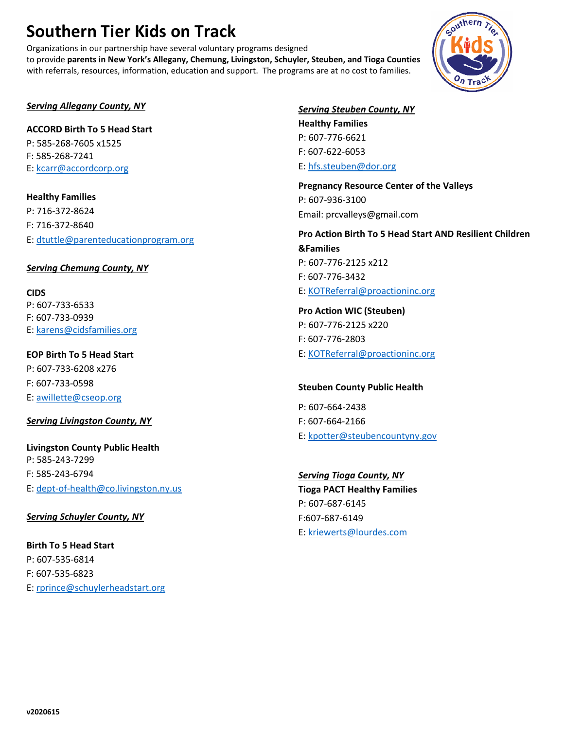# Southern Tier Kids on Track

Organizations in our partnership have several voluntary programs designed to provide **parents in New York's Allegany, Chemung, Livingston, Schuyler, Steuben, and Tioga Counties** with referrals, resources, information, education and support. The programs are at no cost to families.

***Serving Allegany County, NY***

**ACCORD Birth To 5 Head Start**
P: 585-268-7605 x1525
F: 585-268-7241
E: kcarr@accordcorp.org

**Healthy Families**
P: 716-372-8624
F: 716-372-8640
E: dtuttle@parenteducationprogram.org

***Serving Chemung County, NY***

**CIDS**
P: 607-733-6533
F: 607-733-0939
E: karens@cidsfamilies.org

**EOP Birth To 5 Head Start**
P: 607-733-6208 x276
F: 607-733-0598
E: awillette@cseop.org

***Serving Livingston County, NY***

**Livingston County Public Health**
P: 585-243-7299
F: 585-243-6794
E: dept-of-health@co.livingston.ny.us

***Serving Schuyler County, NY***

**Birth To 5 Head Start**
P: 607-535-6814
F: 607-535-6823
E: rprince@schuylerheadstart.org

***Serving Steuben County, NY***

**Healthy Families**
P: 607-776-6621
F: 607-622-6053
E: hfs.steuben@dor.org

**Pregnancy Resource Center of the Valleys**
P: 607-936-3100
Email: prcvalleys@gmail.com

**Pro Action Birth To 5 Head Start AND Resilient Children &Families**
P: 607-776-2125 x212
F: 607-776-3432
E: KOTReferral@proactioninc.org

**Pro Action WIC (Steuben)**
P: 607-776-2125 x220
F: 607-776-2803
E: KOTReferral@proactioninc.org

**Steuben County Public Health**
P: 607-664-2438
F: 607-664-2166
E: kpotter@steubencountyny.gov

***Serving Tioga County, NY***

**Tioga PACT Healthy Families**
P: 607-687-6145
F:607-687-6149
E: kriewerts@lourdes.com

**v2020615**